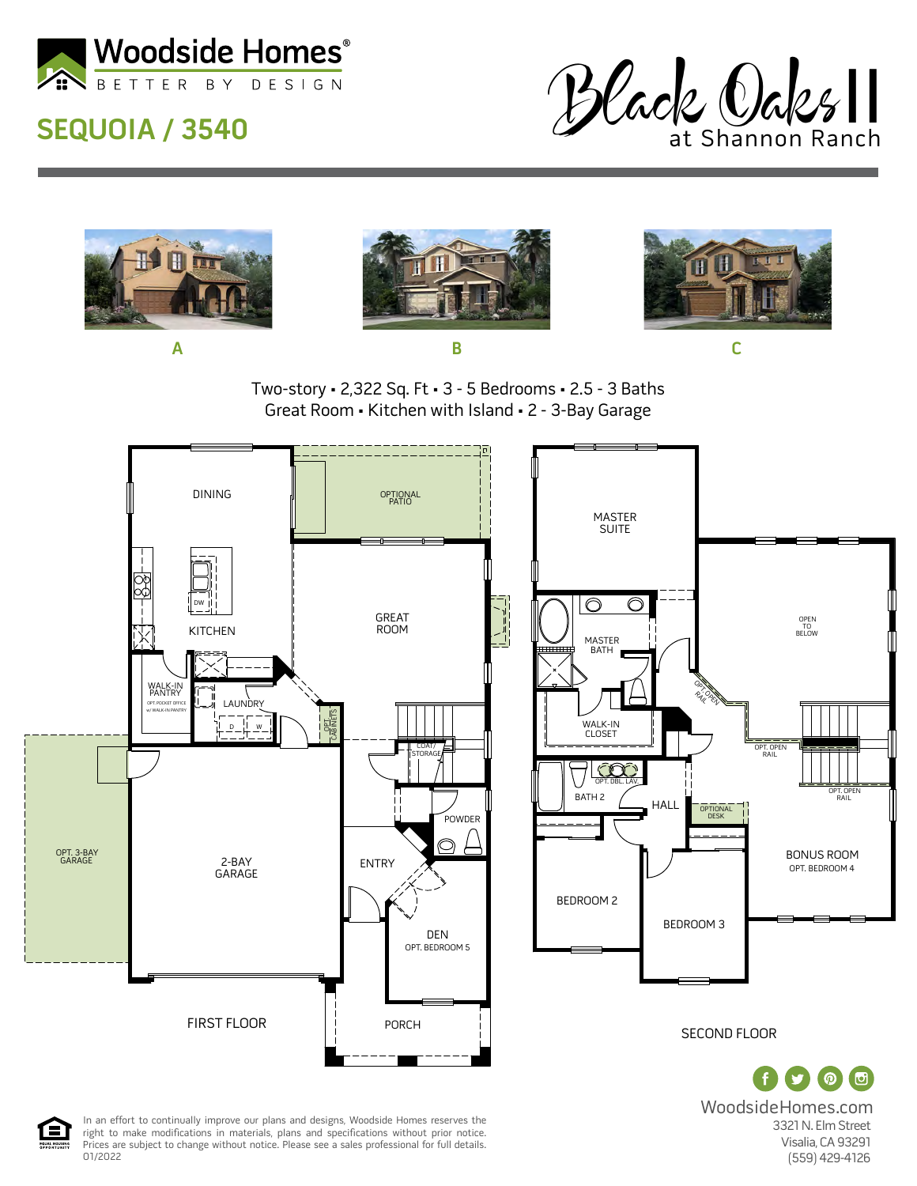Woodside Homes®

BETTER BY DESIGN

# SEQUOIA / 3540

Black Oaks II at Shannon Ranch

A

B

C

Two-story ▪ 2,322 Sq. Ft ▪ 3 - 5 Bedrooms ▪ 2.5 - 3 Baths
Great Room ▪ Kitchen with Island ▪ 2 - 3-Bay Garage

DINING

OPTIONAL PATIO

KITCHEN

DW

GREAT ROOM

WALK-IN PANTRY

OPT. POCKET OFFICE w/ WALK-IN PANTRY

LAUNDRY

D W

OPT. CABINETS

COAT/STORAGE

POWDER

OPT. 3-BAY GARAGE

2-BAY GARAGE

ENTRY

DEN
OPT. BEDROOM 5

PORCH

FIRST FLOOR

MASTER SUITE

MASTER BATH

WALK-IN CLOSET

OPT. OPEN RAIL

OPEN TO BELOW

OPT. OPEN RAIL

OPT. OPEN RAIL

OPT. DBL. LAV.

BATH 2

HALL

OPTIONAL DESK

BONUS ROOM
OPT. BEDROOM 4

BEDROOM 2

BEDROOM 3

SECOND FLOOR

WoodsideHomes.com
3321 N. Elm Street
Visalia, CA 93291
(559) 429-4126

In an effort to continually improve our plans and designs, Woodside Homes reserves the right to make modifications in materials, plans and specifications without prior notice. Prices are subject to change without notice. Please see a sales professional for full details. 01/2022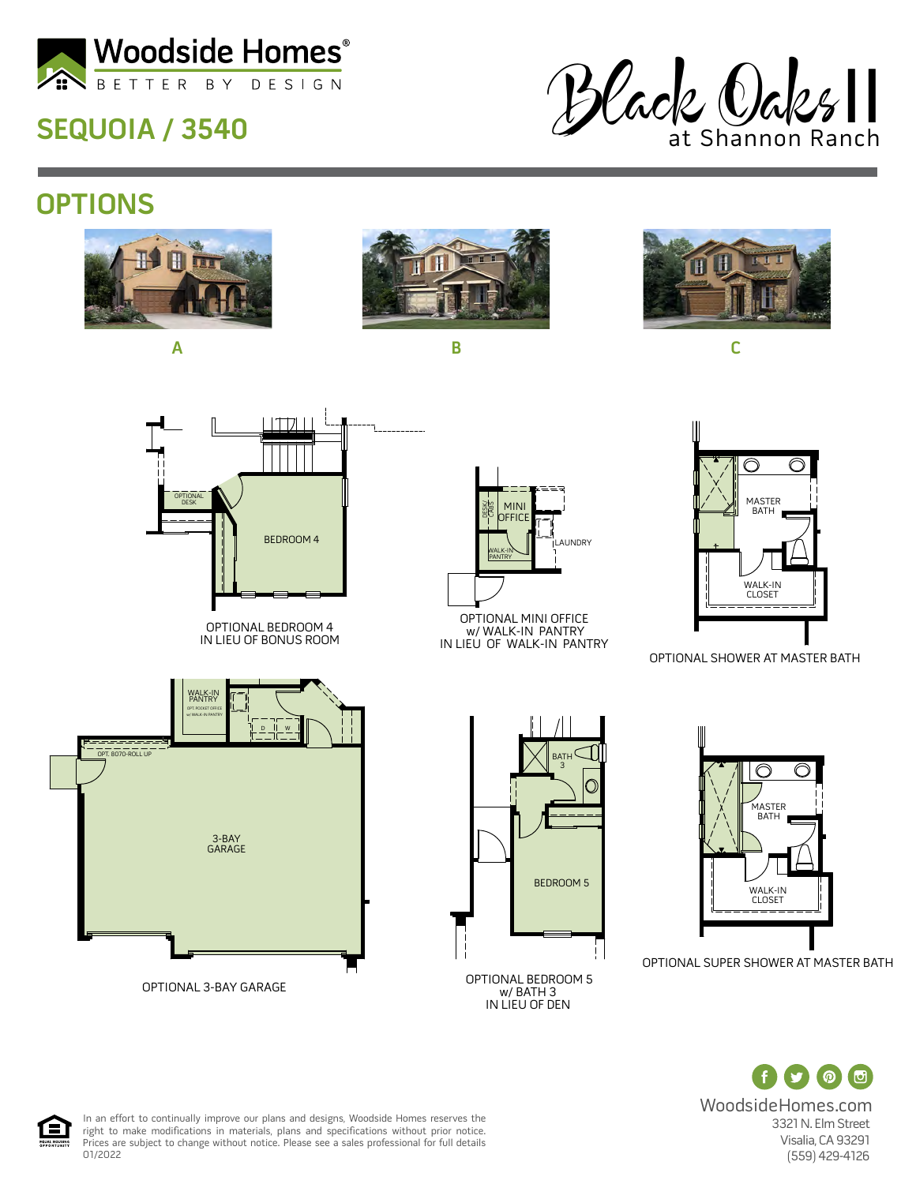Woodside Homes®

BETTER BY DESIGN

## SEQUOIA / 3540

Black Oaks II at Shannon Ranch

## OPTIONS

A

B

C

OPTIONAL BEDROOM 4
IN LIEU OF BONUS ROOM

OPTIONAL MINI OFFICE
w/ WALK-IN PANTRY
IN LIEU OF WALK-IN PANTRY

OPTIONAL SHOWER AT MASTER BATH

OPTIONAL 3-BAY GARAGE

OPTIONAL BEDROOM 5
w/ BATH 3
IN LIEU OF DEN

OPTIONAL SUPER SHOWER AT MASTER BATH

In an effort to continually improve our plans and designs, Woodside Homes reserves the right to make modifications in materials, plans and specifications without prior notice. Prices are subject to change without notice. Please see a sales professional for full details
01/2022

WoodsideHomes.com
3321 N. Elm Street
Visalia, CA 93291
(559) 429-4126